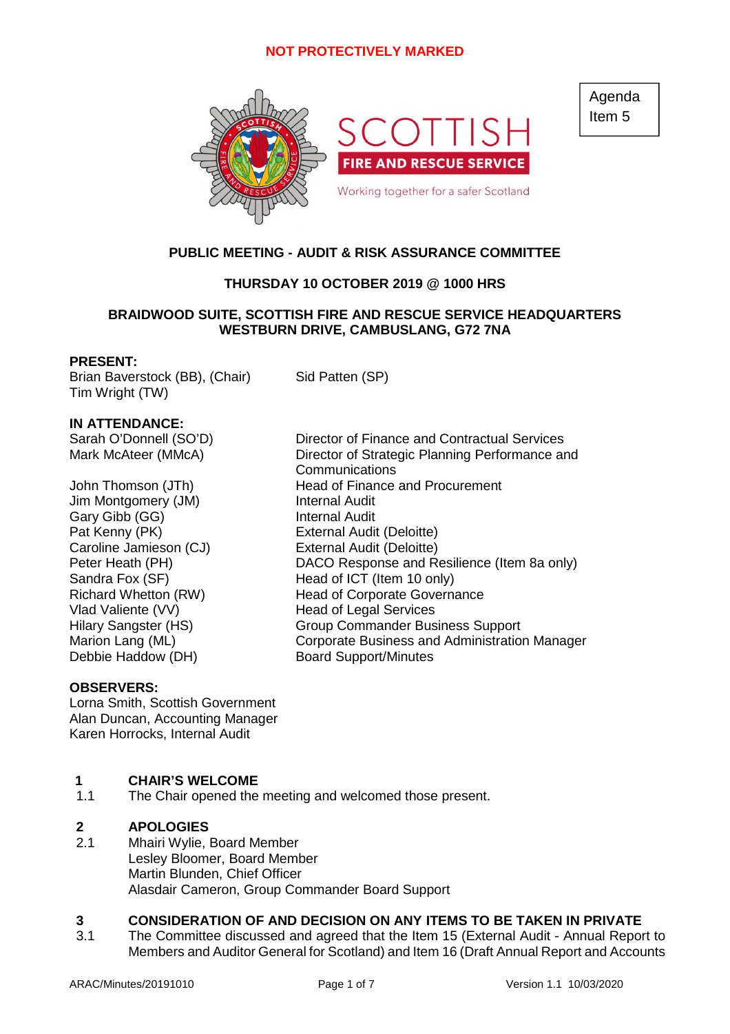NOT PROTECTIVELY MARKED

Agenda Item 5

SCOTTISH FIRE AND RESCUE SERVICE

Working together for a safer Scotland

**PUBLIC MEETING - AUDIT & RISK ASSURANCE COMMITTEE**

**THURSDAY 10 OCTOBER 2019 @ 1000 HRS**

**BRAIDWOOD SUITE, SCOTTISH FIRE AND RESCUE SERVICE HEADQUARTERS WESTBURN DRIVE, CAMBUSLANG, G72 7NA**

**PRESENT:**

Brian Baverstock (BB), (Chair)
Tim Wright (TW)
Sid Patten (SP)

**IN ATTENDANCE:**

| | |
|---|---|
| Sarah O'Donnell (SO'D) | Director of Finance and Contractual Services |
| Mark McAteer (MMcA) | Director of Strategic Planning Performance and Communications |
| John Thomson (JTh) | Head of Finance and Procurement |
| Jim Montgomery (JM) | Internal Audit |
| Gary Gibb (GG) | Internal Audit |
| Pat Kenny (PK) | External Audit (Deloitte) |
| Caroline Jamieson (CJ) | External Audit (Deloitte) |
| Peter Heath (PH) | DACO Response and Resilience (Item 8a only) |
| Sandra Fox (SF) | Head of ICT (Item 10 only) |
| Richard Whetton (RW) | Head of Corporate Governance |
| Vlad Valiente (VV) | Head of Legal Services |
| Hilary Sangster (HS) | Group Commander Business Support |
| Marion Lang (ML) | Corporate Business and Administration Manager |
| Debbie Haddow (DH) | Board Support/Minutes |

**OBSERVERS:**

Lorna Smith, Scottish Government
Alan Duncan, Accounting Manager
Karen Horrocks, Internal Audit

## 1 CHAIR'S WELCOME

1.1 The Chair opened the meeting and welcomed those present.

## 2 APOLOGIES

2.1 Mhairi Wylie, Board Member
Lesley Bloomer, Board Member
Martin Blunden, Chief Officer
Alasdair Cameron, Group Commander Board Support

## 3 CONSIDERATION OF AND DECISION ON ANY ITEMS TO BE TAKEN IN PRIVATE

3.1 The Committee discussed and agreed that the Item 15 (External Audit - Annual Report to Members and Auditor General for Scotland) and Item 16 (Draft Annual Report and Accounts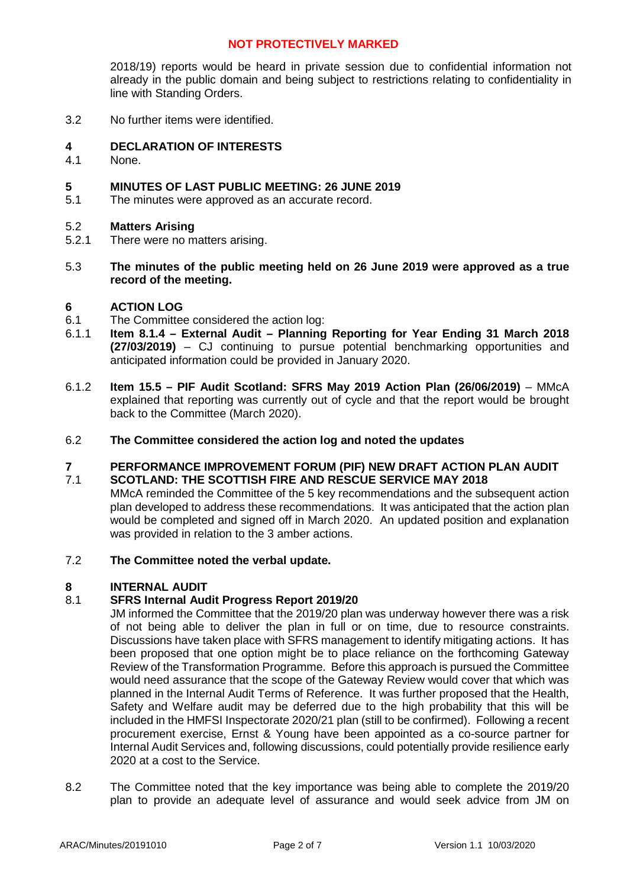2018/19) reports would be heard in private session due to confidential information not already in the public domain and being subject to restrictions relating to confidentiality in line with Standing Orders.

3.2 No further items were identified.

## 4 DECLARATION OF INTERESTS

4.1 None.

## 5 MINUTES OF LAST PUBLIC MEETING: 26 JUNE 2019

5.1 The minutes were approved as an accurate record.

5.2 **Matters Arising**

5.2.1 There were no matters arising.

5.3 **The minutes of the public meeting held on 26 June 2019 were approved as a true record of the meeting.**

## 6 ACTION LOG

6.1 The Committee considered the action log:

6.1.1 **Item 8.1.4 – External Audit – Planning Reporting for Year Ending 31 March 2018 (27/03/2019)** – CJ continuing to pursue potential benchmarking opportunities and anticipated information could be provided in January 2020.

6.1.2 **Item 15.5 – PIF Audit Scotland: SFRS May 2019 Action Plan (26/06/2019)** – MMcA explained that reporting was currently out of cycle and that the report would be brought back to the Committee (March 2020).

6.2 **The Committee considered the action log and noted the updates**

## 7 PERFORMANCE IMPROVEMENT FORUM (PIF) NEW DRAFT ACTION PLAN AUDIT SCOTLAND: THE SCOTTISH FIRE AND RESCUE SERVICE MAY 2018

7.1 MMcA reminded the Committee of the 5 key recommendations and the subsequent action plan developed to address these recommendations. It was anticipated that the action plan would be completed and signed off in March 2020. An updated position and explanation was provided in relation to the 3 amber actions.

7.2 **The Committee noted the verbal update.**

## 8 INTERNAL AUDIT

8.1 **SFRS Internal Audit Progress Report 2019/20**

JM informed the Committee that the 2019/20 plan was underway however there was a risk of not being able to deliver the plan in full or on time, due to resource constraints. Discussions have taken place with SFRS management to identify mitigating actions. It has been proposed that one option might be to place reliance on the forthcoming Gateway Review of the Transformation Programme. Before this approach is pursued the Committee would need assurance that the scope of the Gateway Review would cover that which was planned in the Internal Audit Terms of Reference. It was further proposed that the Health, Safety and Welfare audit may be deferred due to the high probability that this will be included in the HMFSI Inspectorate 2020/21 plan (still to be confirmed). Following a recent procurement exercise, Ernst & Young have been appointed as a co-source partner for Internal Audit Services and, following discussions, could potentially provide resilience early 2020 at a cost to the Service.

8.2 The Committee noted that the key importance was being able to complete the 2019/20 plan to provide an adequate level of assurance and would seek advice from JM on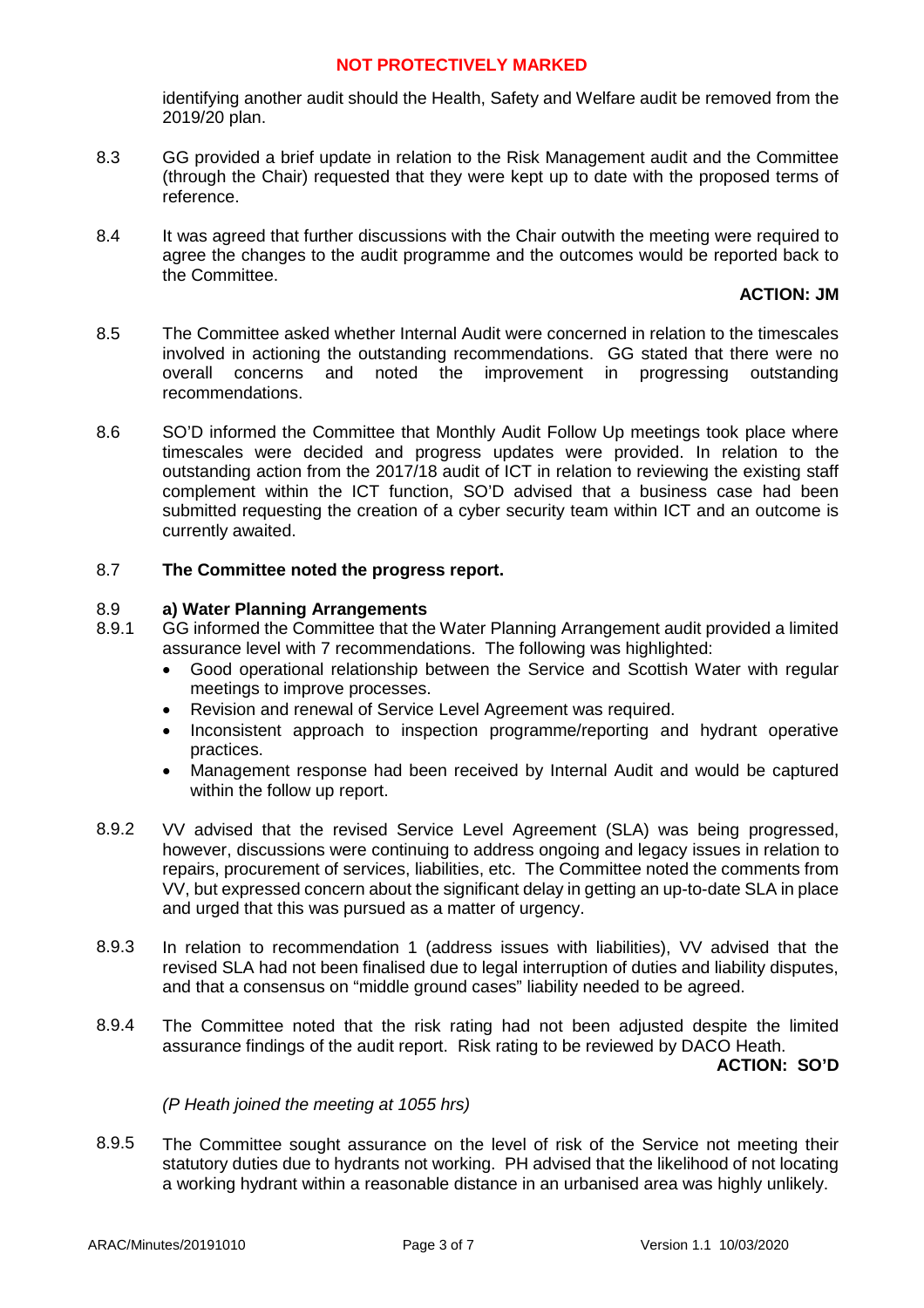identifying another audit should the Health, Safety and Welfare audit be removed from the 2019/20 plan.

8.3 GG provided a brief update in relation to the Risk Management audit and the Committee (through the Chair) requested that they were kept up to date with the proposed terms of reference.

8.4 It was agreed that further discussions with the Chair outwith the meeting were required to agree the changes to the audit programme and the outcomes would be reported back to the Committee.

**ACTION: JM**

8.5 The Committee asked whether Internal Audit were concerned in relation to the timescales involved in actioning the outstanding recommendations. GG stated that there were no overall concerns and noted the improvement in progressing outstanding recommendations.

8.6 SO'D informed the Committee that Monthly Audit Follow Up meetings took place where timescales were decided and progress updates were provided. In relation to the outstanding action from the 2017/18 audit of ICT in relation to reviewing the existing staff complement within the ICT function, SO'D advised that a business case had been submitted requesting the creation of a cyber security team within ICT and an outcome is currently awaited.

8.7 **The Committee noted the progress report.**

8.9 **a) Water Planning Arrangements**

8.9.1 GG informed the Committee that the Water Planning Arrangement audit provided a limited assurance level with 7 recommendations. The following was highlighted:

- Good operational relationship between the Service and Scottish Water with regular meetings to improve processes.
- Revision and renewal of Service Level Agreement was required.
- Inconsistent approach to inspection programme/reporting and hydrant operative practices.
- Management response had been received by Internal Audit and would be captured within the follow up report.

8.9.2 VV advised that the revised Service Level Agreement (SLA) was being progressed, however, discussions were continuing to address ongoing and legacy issues in relation to repairs, procurement of services, liabilities, etc. The Committee noted the comments from VV, but expressed concern about the significant delay in getting an up-to-date SLA in place and urged that this was pursued as a matter of urgency.

8.9.3 In relation to recommendation 1 (address issues with liabilities), VV advised that the revised SLA had not been finalised due to legal interruption of duties and liability disputes, and that a consensus on "middle ground cases" liability needed to be agreed.

8.9.4 The Committee noted that the risk rating had not been adjusted despite the limited assurance findings of the audit report. Risk rating to be reviewed by DACO Heath.

**ACTION: SO'D**

*(P Heath joined the meeting at 1055 hrs)*

8.9.5 The Committee sought assurance on the level of risk of the Service not meeting their statutory duties due to hydrants not working. PH advised that the likelihood of not locating a working hydrant within a reasonable distance in an urbanised area was highly unlikely.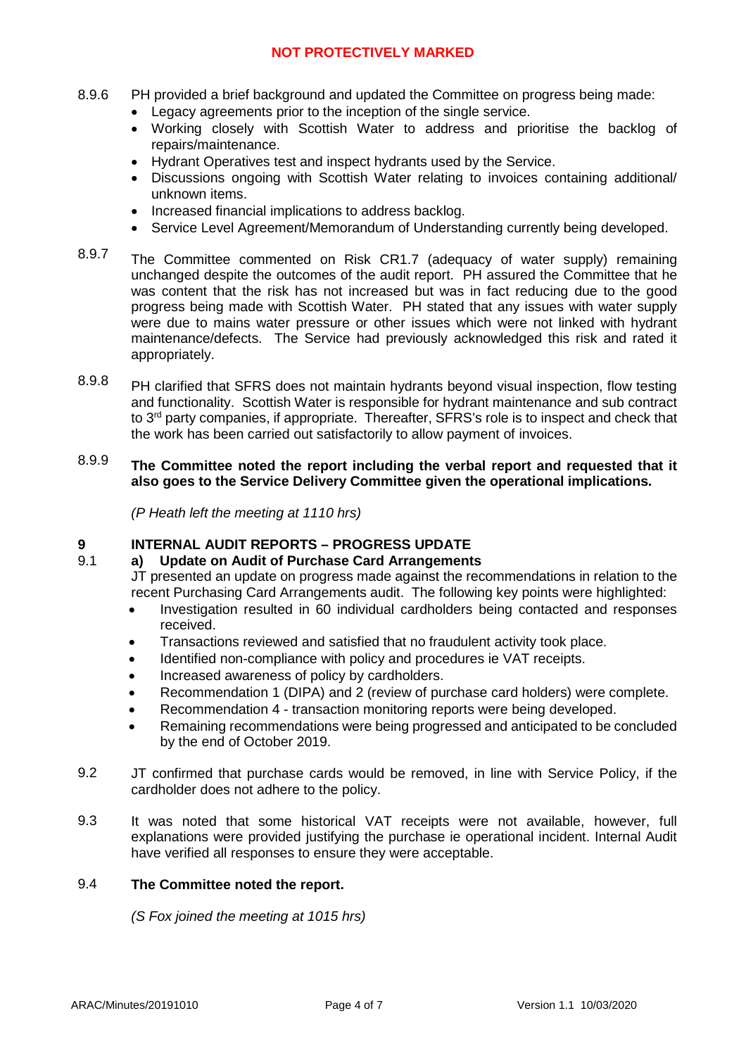8.9.6 PH provided a brief background and updated the Committee on progress being made:

- Legacy agreements prior to the inception of the single service.
- Working closely with Scottish Water to address and prioritise the backlog of repairs/maintenance.
- Hydrant Operatives test and inspect hydrants used by the Service.
- Discussions ongoing with Scottish Water relating to invoices containing additional/ unknown items.
- Increased financial implications to address backlog.
- Service Level Agreement/Memorandum of Understanding currently being developed.

8.9.7 The Committee commented on Risk CR1.7 (adequacy of water supply) remaining unchanged despite the outcomes of the audit report. PH assured the Committee that he was content that the risk has not increased but was in fact reducing due to the good progress being made with Scottish Water. PH stated that any issues with water supply were due to mains water pressure or other issues which were not linked with hydrant maintenance/defects. The Service had previously acknowledged this risk and rated it appropriately.

8.9.8 PH clarified that SFRS does not maintain hydrants beyond visual inspection, flow testing and functionality. Scottish Water is responsible for hydrant maintenance and sub contract to 3rd party companies, if appropriate. Thereafter, SFRS's role is to inspect and check that the work has been carried out satisfactorily to allow payment of invoices.

8.9.9 **The Committee noted the report including the verbal report and requested that it also goes to the Service Delivery Committee given the operational implications.**

*(P Heath left the meeting at 1110 hrs)*

## 9 INTERNAL AUDIT REPORTS – PROGRESS UPDATE

9.1 **a) Update on Audit of Purchase Card Arrangements**

JT presented an update on progress made against the recommendations in relation to the recent Purchasing Card Arrangements audit. The following key points were highlighted:

- Investigation resulted in 60 individual cardholders being contacted and responses received.
- Transactions reviewed and satisfied that no fraudulent activity took place.
- Identified non-compliance with policy and procedures ie VAT receipts.
- Increased awareness of policy by cardholders.
- Recommendation 1 (DIPA) and 2 (review of purchase card holders) were complete.
- Recommendation 4 - transaction monitoring reports were being developed.
- Remaining recommendations were being progressed and anticipated to be concluded by the end of October 2019.

9.2 JT confirmed that purchase cards would be removed, in line with Service Policy, if the cardholder does not adhere to the policy.

9.3 It was noted that some historical VAT receipts were not available, however, full explanations were provided justifying the purchase ie operational incident. Internal Audit have verified all responses to ensure they were acceptable.

9.4 **The Committee noted the report.**

*(S Fox joined the meeting at 1015 hrs)*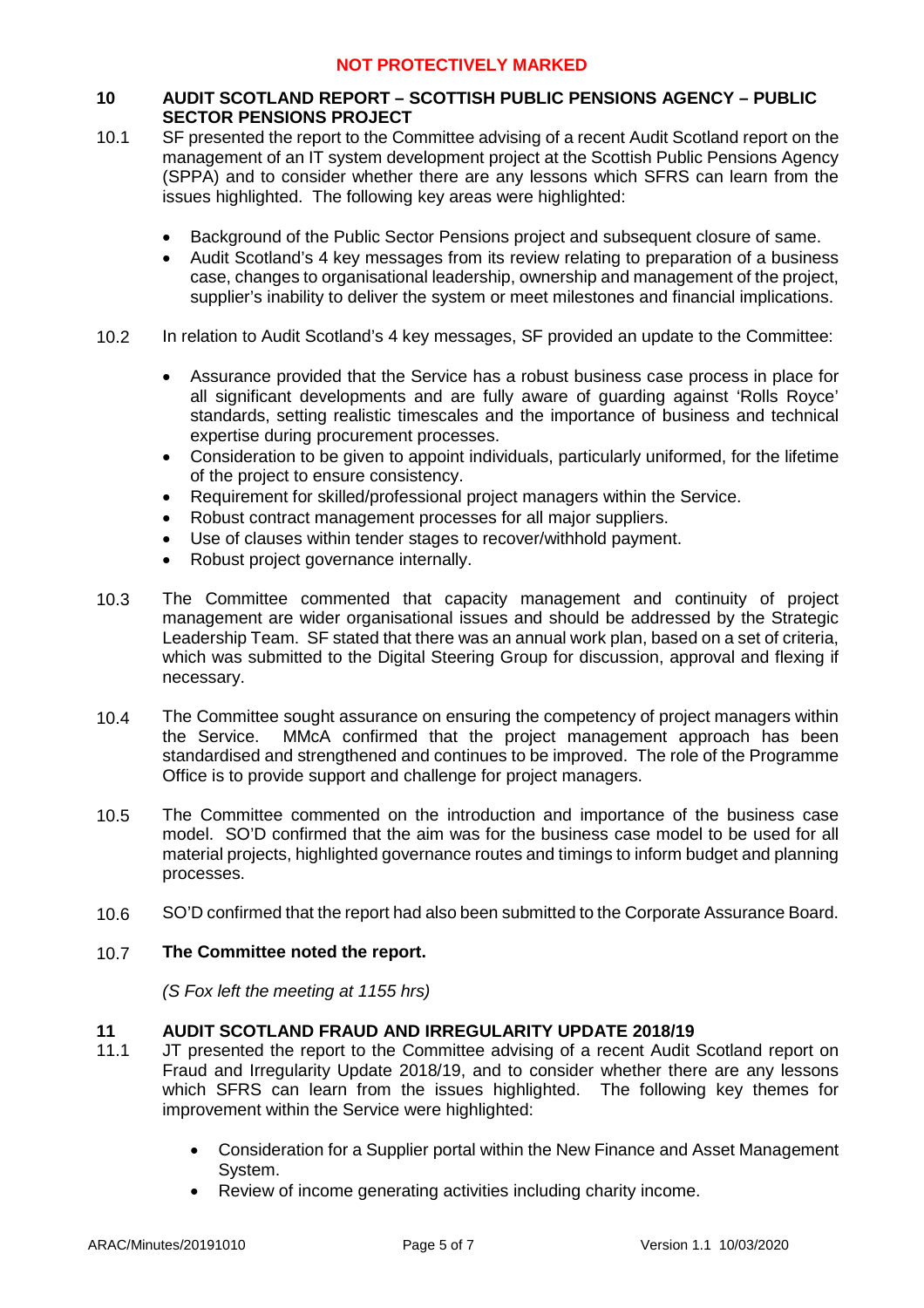**NOT PROTECTIVELY MARKED**

## 10 AUDIT SCOTLAND REPORT – SCOTTISH PUBLIC PENSIONS AGENCY – PUBLIC SECTOR PENSIONS PROJECT

10.1 SF presented the report to the Committee advising of a recent Audit Scotland report on the management of an IT system development project at the Scottish Public Pensions Agency (SPPA) and to consider whether there are any lessons which SFRS can learn from the issues highlighted. The following key areas were highlighted:

- Background of the Public Sector Pensions project and subsequent closure of same.
- Audit Scotland's 4 key messages from its review relating to preparation of a business case, changes to organisational leadership, ownership and management of the project, supplier's inability to deliver the system or meet milestones and financial implications.

10.2 In relation to Audit Scotland's 4 key messages, SF provided an update to the Committee:

- Assurance provided that the Service has a robust business case process in place for all significant developments and are fully aware of guarding against 'Rolls Royce' standards, setting realistic timescales and the importance of business and technical expertise during procurement processes.
- Consideration to be given to appoint individuals, particularly uniformed, for the lifetime of the project to ensure consistency.
- Requirement for skilled/professional project managers within the Service.
- Robust contract management processes for all major suppliers.
- Use of clauses within tender stages to recover/withhold payment.
- Robust project governance internally.

10.3 The Committee commented that capacity management and continuity of project management are wider organisational issues and should be addressed by the Strategic Leadership Team. SF stated that there was an annual work plan, based on a set of criteria, which was submitted to the Digital Steering Group for discussion, approval and flexing if necessary.

10.4 The Committee sought assurance on ensuring the competency of project managers within the Service. MMcA confirmed that the project management approach has been standardised and strengthened and continues to be improved. The role of the Programme Office is to provide support and challenge for project managers.

10.5 The Committee commented on the introduction and importance of the business case model. SO'D confirmed that the aim was for the business case model to be used for all material projects, highlighted governance routes and timings to inform budget and planning processes.

10.6 SO'D confirmed that the report had also been submitted to the Corporate Assurance Board.

10.7 **The Committee noted the report.**

*(S Fox left the meeting at 1155 hrs)*

## 11 AUDIT SCOTLAND FRAUD AND IRREGULARITY UPDATE 2018/19

11.1 JT presented the report to the Committee advising of a recent Audit Scotland report on Fraud and Irregularity Update 2018/19, and to consider whether there are any lessons which SFRS can learn from the issues highlighted. The following key themes for improvement within the Service were highlighted:

- Consideration for a Supplier portal within the New Finance and Asset Management System.
- Review of income generating activities including charity income.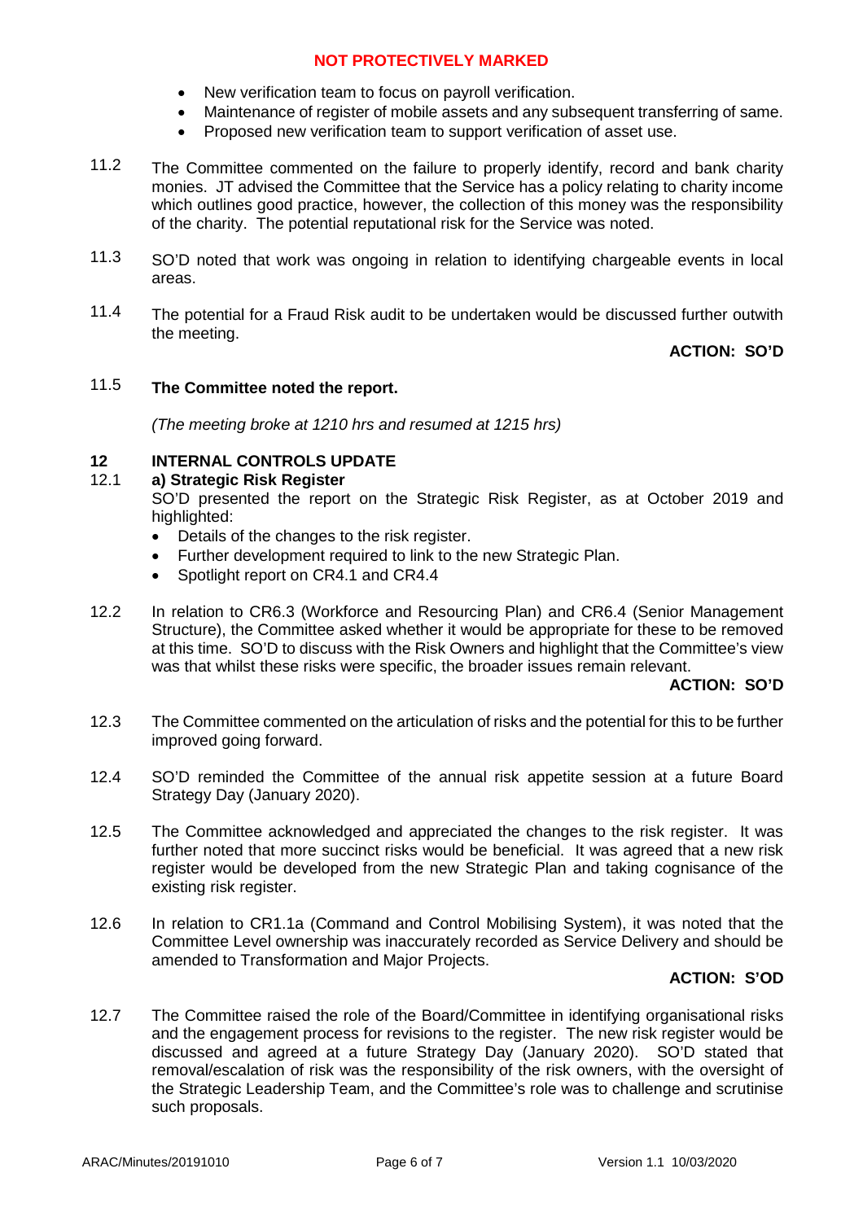- New verification team to focus on payroll verification.
- Maintenance of register of mobile assets and any subsequent transferring of same.
- Proposed new verification team to support verification of asset use.

11.2 The Committee commented on the failure to properly identify, record and bank charity monies. JT advised the Committee that the Service has a policy relating to charity income which outlines good practice, however, the collection of this money was the responsibility of the charity. The potential reputational risk for the Service was noted.

11.3 SO'D noted that work was ongoing in relation to identifying chargeable events in local areas.

11.4 The potential for a Fraud Risk audit to be undertaken would be discussed further outwith the meeting.

**ACTION: SO'D**

11.5 **The Committee noted the report.**

*(The meeting broke at 1210 hrs and resumed at 1215 hrs)*

## 12 INTERNAL CONTROLS UPDATE

12.1 **a) Strategic Risk Register**

SO'D presented the report on the Strategic Risk Register, as at October 2019 and highlighted:

- Details of the changes to the risk register.
- Further development required to link to the new Strategic Plan.
- Spotlight report on CR4.1 and CR4.4

12.2 In relation to CR6.3 (Workforce and Resourcing Plan) and CR6.4 (Senior Management Structure), the Committee asked whether it would be appropriate for these to be removed at this time. SO'D to discuss with the Risk Owners and highlight that the Committee's view was that whilst these risks were specific, the broader issues remain relevant.

**ACTION: SO'D**

12.3 The Committee commented on the articulation of risks and the potential for this to be further improved going forward.

12.4 SO'D reminded the Committee of the annual risk appetite session at a future Board Strategy Day (January 2020).

12.5 The Committee acknowledged and appreciated the changes to the risk register. It was further noted that more succinct risks would be beneficial. It was agreed that a new risk register would be developed from the new Strategic Plan and taking cognisance of the existing risk register.

12.6 In relation to CR1.1a (Command and Control Mobilising System), it was noted that the Committee Level ownership was inaccurately recorded as Service Delivery and should be amended to Transformation and Major Projects.

**ACTION: S'OD**

12.7 The Committee raised the role of the Board/Committee in identifying organisational risks and the engagement process for revisions to the register. The new risk register would be discussed and agreed at a future Strategy Day (January 2020). SO'D stated that removal/escalation of risk was the responsibility of the risk owners, with the oversight of the Strategic Leadership Team, and the Committee's role was to challenge and scrutinise such proposals.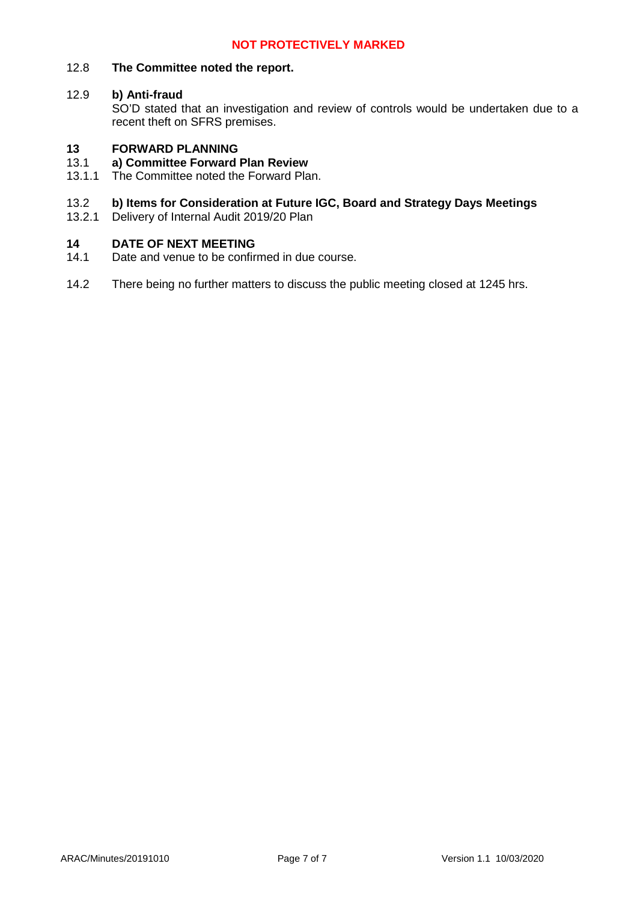12.8 **The Committee noted the report.**

12.9 **b) Anti-fraud**

SO'D stated that an investigation and review of controls would be undertaken due to a recent theft on SFRS premises.

## 13 FORWARD PLANNING

13.1 **a) Committee Forward Plan Review**

13.1.1 The Committee noted the Forward Plan.

13.2 **b) Items for Consideration at Future IGC, Board and Strategy Days Meetings**

13.2.1 Delivery of Internal Audit 2019/20 Plan

## 14 DATE OF NEXT MEETING

14.1 Date and venue to be confirmed in due course.

14.2 There being no further matters to discuss the public meeting closed at 1245 hrs.